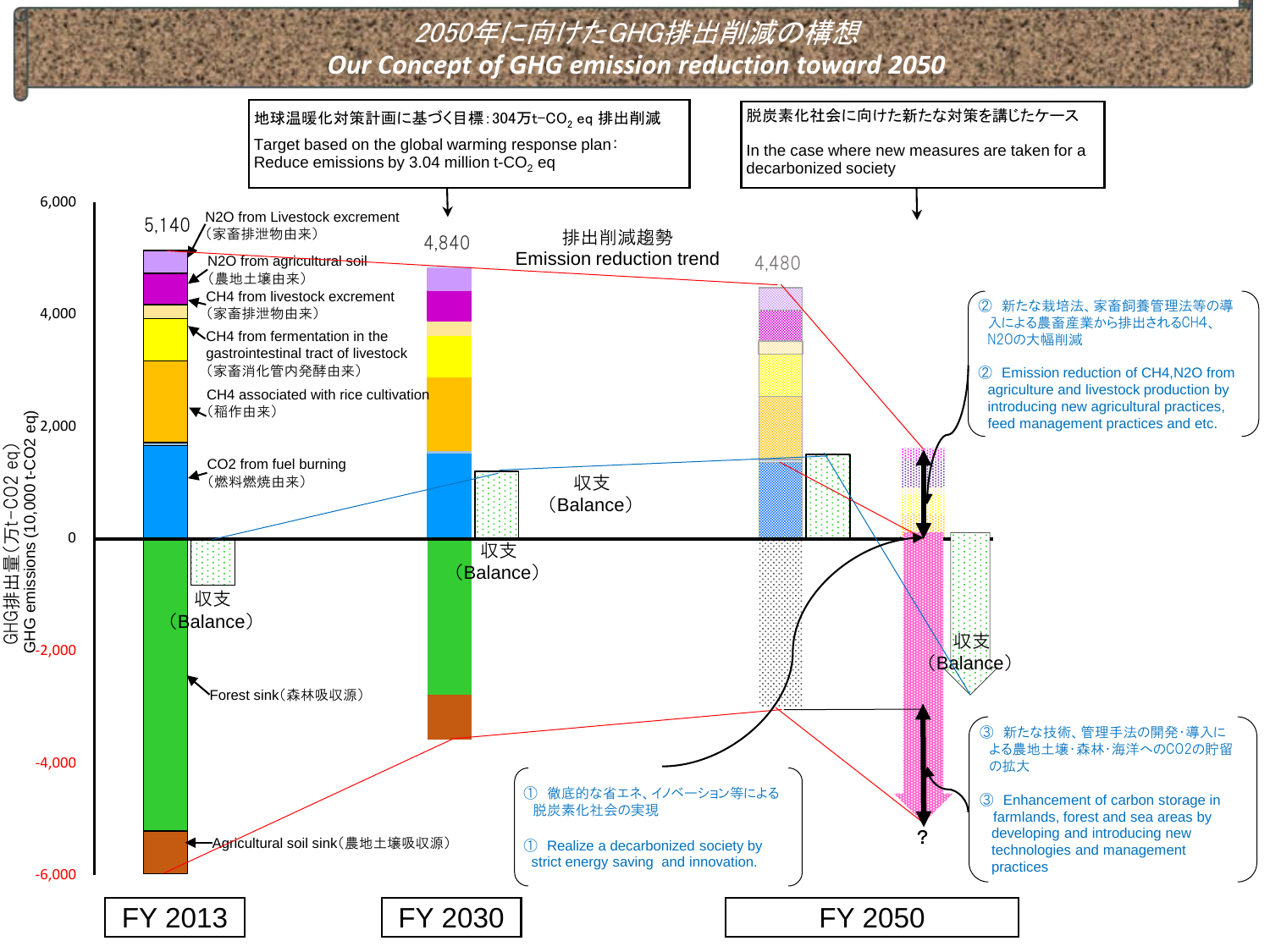# 2050年に向けたGHG排出削減の構想
# Our Concept of GHG emission reduction toward 2050

地球温暖化対策計画に基づく目標：304万t-$CO_2$ eq 排出削減

Target based on the global warming response plan: Reduce emissions by 3.04 million t-$CO_2$ eq

脱炭素化社会に向けた新たな対策を講じたケース

In the case where new measures are taken for a decarbonized society

GHG排出量（万t-CO2 eq）
GHG emissions (10,000 t-CO2 eq)

6,000
4,000
2,000
0
-2,000
-4,000
-6,000

5,140

N2O from Livestock excrement（家畜排泄物由来）

N2O from agricultural soil（農地土壌由来）

CH4 from livestock excrement（家畜排泄物由来）

CH4 from fermentation in the gastrointestinal tract of livestock（家畜消化管内発酵由来）

CH4 associated with rice cultivation（稲作由来）

CO2 from fuel burning（燃料燃焼由来）

収支（Balance）

Forest sink（森林吸収源）

Agricultural soil sink（農地土壌吸収源）

4,840

排出削減趨勢
Emission reduction trend

収支（Balance）

収支（Balance）

4,480

② 新たな栽培法、家畜飼養管理法等の導入による農畜産業から排出されるCH4、N2Oの大幅削減

② Emission reduction of CH4,N2O from agriculture and livestock production by introducing new agricultural practices, feed management practices and etc.

収支（Balance）

?

① 徹底的な省エネ、イノベーション等による脱炭素化社会の実現

① Realize a decarbonized society by strict energy saving and innovation.

③ 新たな技術、管理手法の開発・導入による農地土壌・森林・海洋へのCO2の貯留の拡大

③ Enhancement of carbon storage in farmlands, forest and sea areas by developing and introducing new technologies and management practices

FY 2013

FY 2030

FY 2050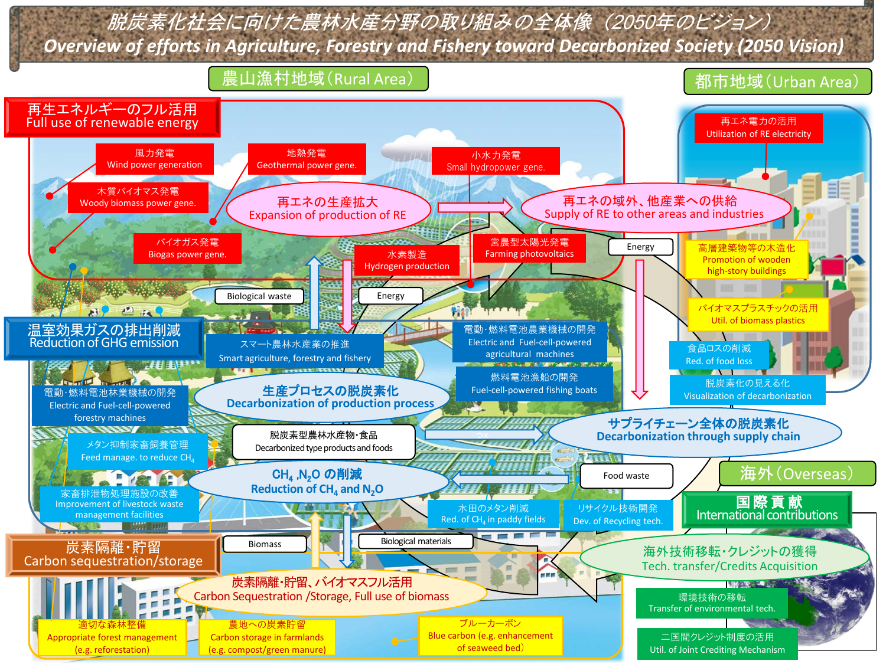# 脱炭素化社会に向けた農林水産分野の取り組みの全体像（2050年のビジョン）
# Overview of efforts in Agriculture, Forestry and Fishery toward Decarbonized Society (2050 Vision)

## 農山漁村地域（Rural Area）

### 再生エネルギーのフル活用 Full use of renewable energy

- 風力発電 Wind power generation
- 地熱発電 Geothermal power gene.
- 小水力発電 Small hydropower gene.
- 木質バイオマス発電 Woody biomass power gene.
- バイオガス発電 Biogas power gene.
- 水素製造 Hydrogen production
- 営農型太陽光発電 Farming photovoltaics

再エネの生産拡大 Expansion of production of RE

再エネの域外、他産業への供給 Supply of RE to other areas and industries

Biological waste

Energy

### 温室効果ガスの排出削減 Reduction of GHG emission

- スマート農林水産業の推進 Smart agriculture, forestry and fishery
- 電動･燃料電池農業機械の開発 Electric and Fuel-cell-powered agricultural machines
- 燃料電池漁船の開発 Fuel-cell-powered fishing boats
- 電動･燃料電池林業機械の開発 Electric and Fuel-cell-powered forestry machines
- メタン抑制家畜飼養管理 Feed manage. to reduce $CH_4$
- 家畜排泄物処理施設の改善 Improvement of livestock waste management facilities
- 水田のメタン削減 Red. of $CH_4$ in paddy fields
- リサイクル技術開発 Dev. of Recycling tech.

生産プロセスの脱炭素化 Decarbonization of production process

脱炭素型農林水産物･食品 Decarbonized type products and foods

$CH_4$ ,$N_2O$ の削減 Reduction of $CH_4$ and $N_2O$

Food waste

Biomass

Biological materials

### 炭素隔離･貯留 Carbon sequestration/storage

炭素隔離･貯留、バイオマスフル活用 Carbon Sequestration /Storage, Full use of biomass

- 適切な森林整備 Appropriate forest management (e.g. reforestation)
- 農地への炭素貯留 Carbon storage in farmlands (e.g. compost/green manure)
- ブルーカーボン Blue carbon (e.g. enhancement of seaweed bed)

## 都市地域（Urban Area）

- 再エネ電力の活用 Utilization of RE electricity
- 高層建築物等の木造化 Promotion of wooden high-story buildings
- バイオマスプラスチックの活用 Util. of biomass plastics
- 食品ロスの削減 Red. of food loss
- 脱炭素化の見える化 Visualization of decarbonization

Energy

サプライチェーン全体の脱炭素化 Decarbonization through supply chain

## 海外（Overseas）

### 国際貢献 International contributions

海外技術移転･クレジットの獲得 Tech. transfer/Credits Acquisition

- 環境技術の移転 Transfer of environmental tech.
- 二国間クレジット制度の活用 Util. of Joint Crediting Mechanism